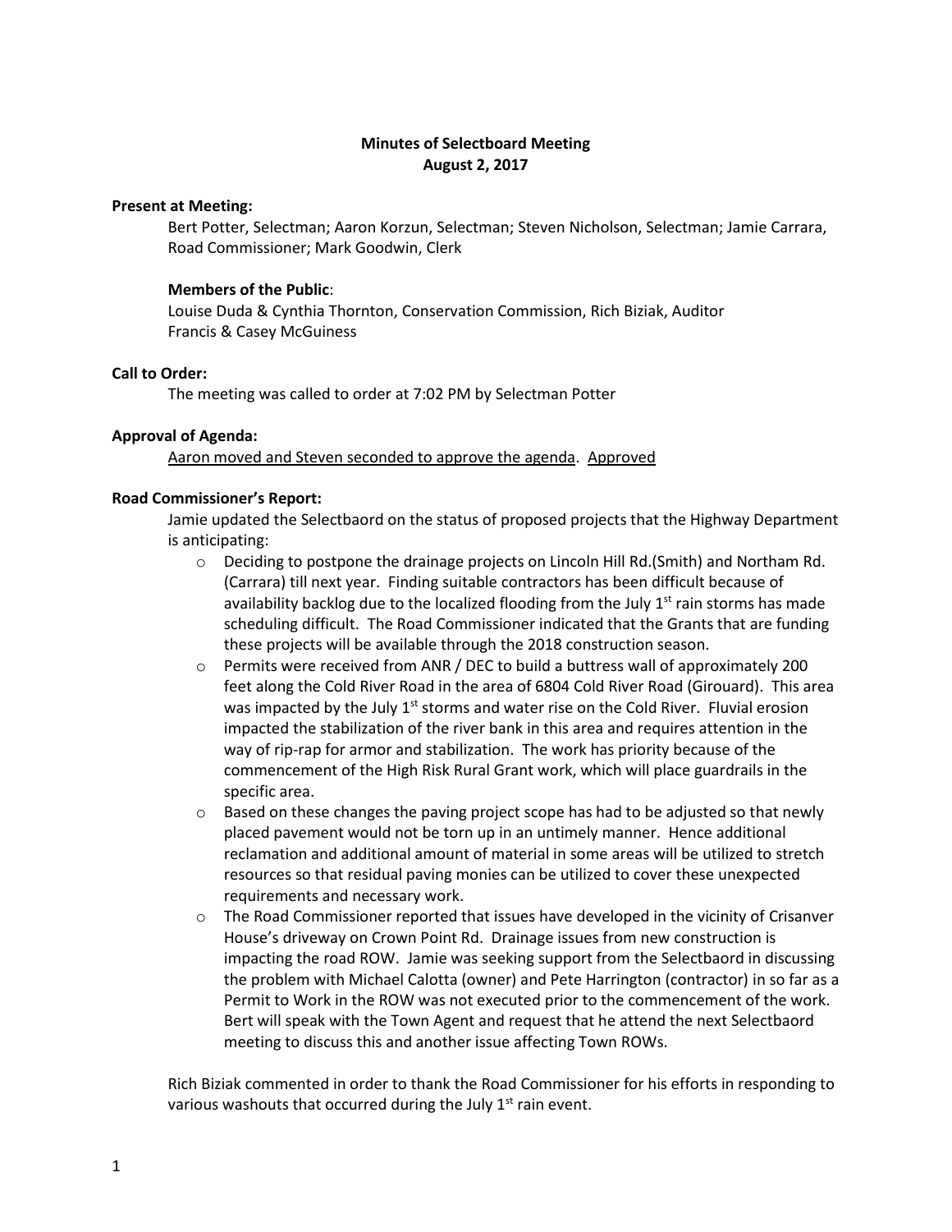# Minutes of Selectboard Meeting
## August 2, 2017

**Present at Meeting:**

Bert Potter, Selectman; Aaron Korzun, Selectman; Steven Nicholson, Selectman; Jamie Carrara, Road Commissioner; Mark Goodwin, Clerk

**Members of the Public**:

Louise Duda & Cynthia Thornton, Conservation Commission, Rich Biziak, Auditor
Francis & Casey McGuiness

**Call to Order:**

The meeting was called to order at 7:02 PM by Selectman Potter

**Approval of Agenda:**

<u>Aaron moved and Steven seconded to approve the agenda</u>. <u>Approved</u>

**Road Commissioner's Report:**

Jamie updated the Selectbaord on the status of proposed projects that the Highway Department is anticipating:

- Deciding to postpone the drainage projects on Lincoln Hill Rd.(Smith) and Northam Rd. (Carrara) till next year. Finding suitable contractors has been difficult because of availability backlog due to the localized flooding from the July 1st rain storms has made scheduling difficult. The Road Commissioner indicated that the Grants that are funding these projects will be available through the 2018 construction season.
- Permits were received from ANR / DEC to build a buttress wall of approximately 200 feet along the Cold River Road in the area of 6804 Cold River Road (Girouard). This area was impacted by the July 1st storms and water rise on the Cold River. Fluvial erosion impacted the stabilization of the river bank in this area and requires attention in the way of rip-rap for armor and stabilization. The work has priority because of the commencement of the High Risk Rural Grant work, which will place guardrails in the specific area.
- Based on these changes the paving project scope has had to be adjusted so that newly placed pavement would not be torn up in an untimely manner. Hence additional reclamation and additional amount of material in some areas will be utilized to stretch resources so that residual paving monies can be utilized to cover these unexpected requirements and necessary work.
- The Road Commissioner reported that issues have developed in the vicinity of Crisanver House's driveway on Crown Point Rd. Drainage issues from new construction is impacting the road ROW. Jamie was seeking support from the Selectbaord in discussing the problem with Michael Calotta (owner) and Pete Harrington (contractor) in so far as a Permit to Work in the ROW was not executed prior to the commencement of the work. Bert will speak with the Town Agent and request that he attend the next Selectbaord meeting to discuss this and another issue affecting Town ROWs.

Rich Biziak commented in order to thank the Road Commissioner for his efforts in responding to various washouts that occurred during the July 1st rain event.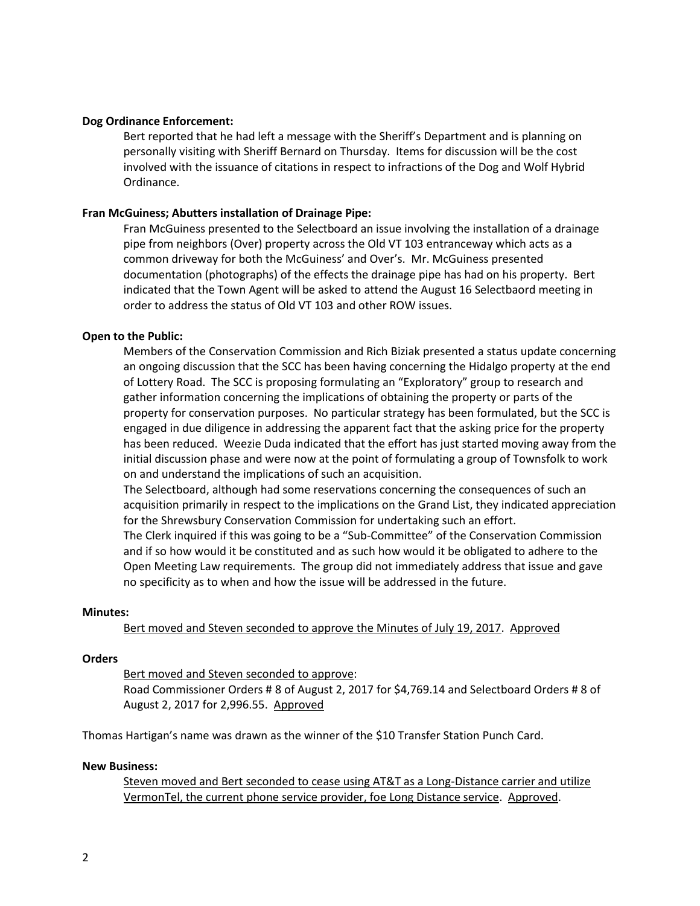**Dog Ordinance Enforcement:**

Bert reported that he had left a message with the Sheriff's Department and is planning on personally visiting with Sheriff Bernard on Thursday. Items for discussion will be the cost involved with the issuance of citations in respect to infractions of the Dog and Wolf Hybrid Ordinance.

**Fran McGuiness; Abutters installation of Drainage Pipe:**

Fran McGuiness presented to the Selectboard an issue involving the installation of a drainage pipe from neighbors (Over) property across the Old VT 103 entranceway which acts as a common driveway for both the McGuiness' and Over's. Mr. McGuiness presented documentation (photographs) of the effects the drainage pipe has had on his property. Bert indicated that the Town Agent will be asked to attend the August 16 Selectbaord meeting in order to address the status of Old VT 103 and other ROW issues.

**Open to the Public:**

Members of the Conservation Commission and Rich Biziak presented a status update concerning an ongoing discussion that the SCC has been having concerning the Hidalgo property at the end of Lottery Road. The SCC is proposing formulating an "Exploratory" group to research and gather information concerning the implications of obtaining the property or parts of the property for conservation purposes. No particular strategy has been formulated, but the SCC is engaged in due diligence in addressing the apparent fact that the asking price for the property has been reduced. Weezie Duda indicated that the effort has just started moving away from the initial discussion phase and were now at the point of formulating a group of Townsfolk to work on and understand the implications of such an acquisition.

The Selectboard, although had some reservations concerning the consequences of such an acquisition primarily in respect to the implications on the Grand List, they indicated appreciation for the Shrewsbury Conservation Commission for undertaking such an effort.

The Clerk inquired if this was going to be a "Sub-Committee" of the Conservation Commission and if so how would it be constituted and as such how would it be obligated to adhere to the Open Meeting Law requirements. The group did not immediately address that issue and gave no specificity as to when and how the issue will be addressed in the future.

**Minutes:**

<u>Bert moved and Steven seconded to approve the Minutes of July 19, 2017</u>. <u>Approved</u>

**Orders**

<u>Bert moved and Steven seconded to approve</u>:
Road Commissioner Orders # 8 of August 2, 2017 for $4,769.14 and Selectboard Orders # 8 of August 2, 2017 for 2,996.55. <u>Approved</u>

Thomas Hartigan's name was drawn as the winner of the $10 Transfer Station Punch Card.

**New Business:**

<u>Steven moved and Bert seconded to cease using AT&T as a Long-Distance carrier and utilize VermonTel, the current phone service provider, foe Long Distance service</u>. <u>Approved</u>.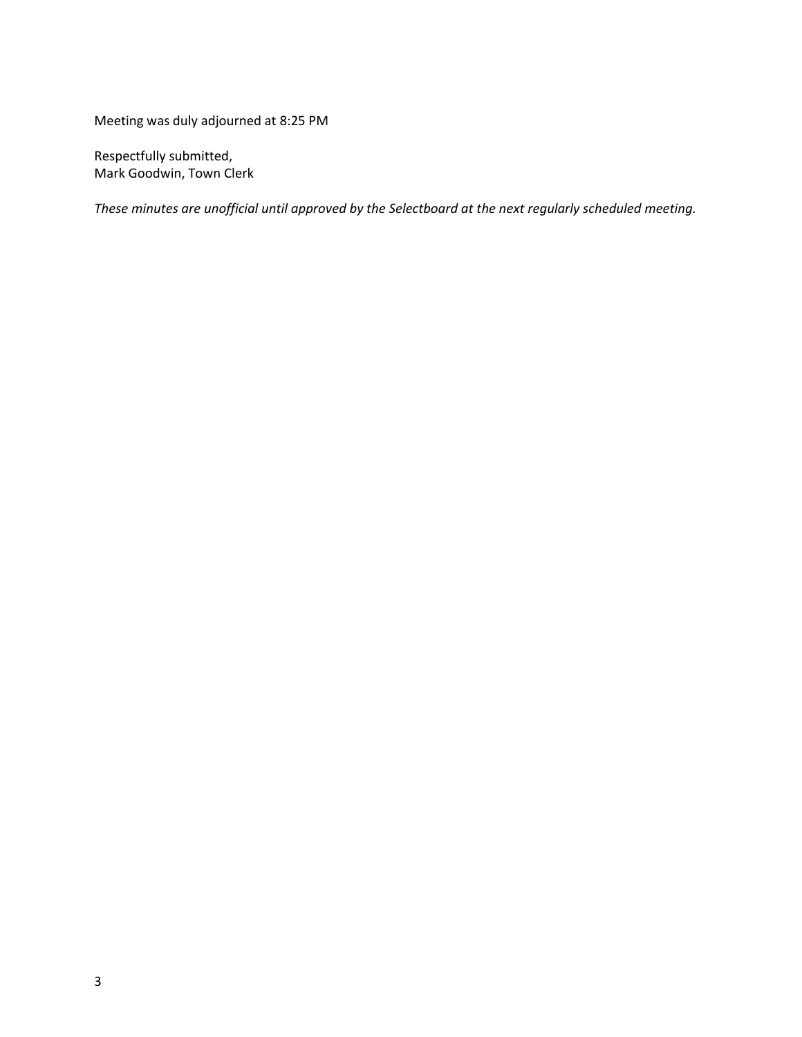Meeting was duly adjourned at 8:25 PM

Respectfully submitted,
Mark Goodwin, Town Clerk

*These minutes are unofficial until approved by the Selectboard at the next regularly scheduled meeting.*